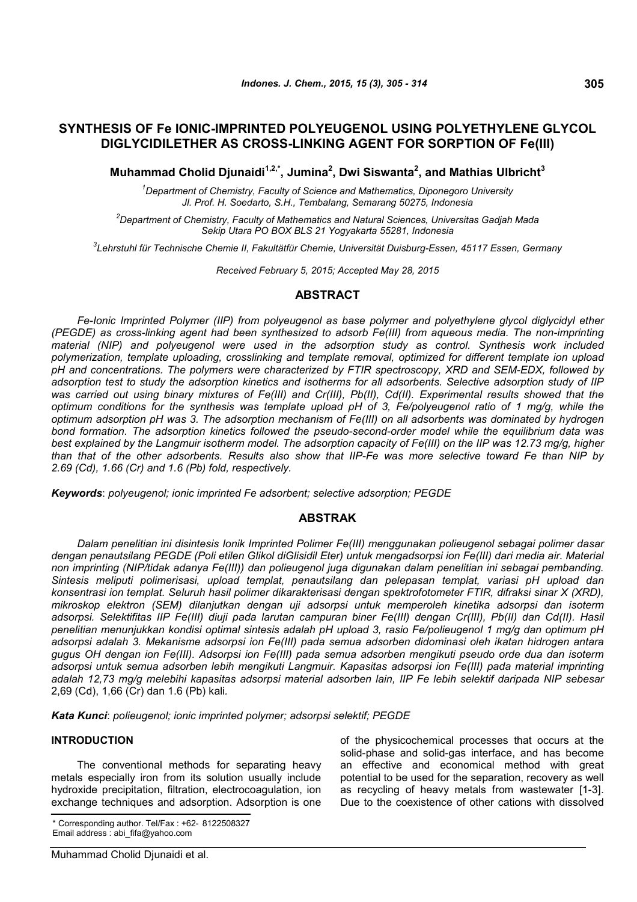# SYNTHESIS OF Fe IONIC-IMPRINTED POLYEUGENOL USING POLYETHYLENE GLYCOL DIGLYCIDILETHER AS CROSS-LINKING AGENT FOR SORPTION OF Fe(III)

**Muhammad Cholid Djunaidi[1,2,*], Jumina[2], Dwi Siswanta[2], and Mathias Ulbricht[3]**

*[1]Department of Chemistry, Faculty of Science and Mathematics, Diponegoro University Jl. Prof. H. Soedarto, S.H., Tembalang, Semarang 50275, Indonesia*

*[2]Department of Chemistry, Faculty of Mathematics and Natural Sciences, Universitas Gadjah Mada Sekip Utara PO BOX BLS 21 Yogyakarta 55281, Indonesia*

*[3]Lehrstuhl für Technische Chemie II, Fakultätfür Chemie, Universität Duisburg-Essen, 45117 Essen, Germany*

*Received February 5, 2015; Accepted May 28, 2015*

## ABSTRACT

*Fe-Ionic Imprinted Polymer (IIP) from polyeugenol as base polymer and polyethylene glycol diglycidyl ether (PEGDE) as cross-linking agent had been synthesized to adsorb Fe(III) from aqueous media. The non-imprinting material (NIP) and polyeugenol were used in the adsorption study as control. Synthesis work included polymerization, template uploading, crosslinking and template removal, optimized for different template ion upload pH and concentrations. The polymers were characterized by FTIR spectroscopy, XRD and SEM-EDX, followed by adsorption test to study the adsorption kinetics and isotherms for all adsorbents. Selective adsorption study of IIP was carried out using binary mixtures of Fe(III) and Cr(III), Pb(II), Cd(II). Experimental results showed that the optimum conditions for the synthesis was template upload pH of 3, Fe/polyeugenol ratio of 1 mg/g, while the optimum adsorption pH was 3. The adsorption mechanism of Fe(III) on all adsorbents was dominated by hydrogen bond formation. The adsorption kinetics followed the pseudo-second-order model while the equilibrium data was best explained by the Langmuir isotherm model. The adsorption capacity of Fe(III) on the IIP was 12.73 mg/g, higher than that of the other adsorbents. Results also show that IIP-Fe was more selective toward Fe than NIP by 2.69 (Cd), 1.66 (Cr) and 1.6 (Pb) fold, respectively.*

***Keywords***: *polyeugenol; ionic imprinted Fe adsorbent; selective adsorption; PEGDE*

## ABSTRAK

*Dalam penelitian ini disintesis Ionik Imprinted Polimer Fe(III) menggunakan polieugenol sebagai polimer dasar dengan penautsilang PEGDE (Poli etilen Glikol diGlisidil Eter) untuk mengadsorpsi ion Fe(III) dari media air. Material non imprinting (NIP/tidak adanya Fe(III)) dan polieugenol juga digunakan dalam penelitian ini sebagai pembanding. Sintesis meliputi polimerisasi, upload templat, penautsilang dan pelepasan templat, variasi pH upload dan konsentrasi ion templat. Seluruh hasil polimer dikarakterisasi dengan spektrofotometer FTIR, difraksi sinar X (XRD), mikroskop elektron (SEM) dilanjutkan dengan uji adsorpsi untuk memperoleh kinetika adsorpsi dan isoterm adsorpsi. Selektifitas IIP Fe(III) diuji pada larutan campuran biner Fe(III) dengan Cr(III), Pb(II) dan Cd(II). Hasil penelitian menunjukkan kondisi optimal sintesis adalah pH upload 3, rasio Fe/polieugenol 1 mg/g dan optimum pH adsorpsi adalah 3. Mekanisme adsorpsi ion Fe(III) pada semua adsorben didominasi oleh ikatan hidrogen antara gugus OH dengan ion Fe(III). Adsorpsi ion Fe(III) pada semua adsorben mengikuti pseudo orde dua dan isoterm adsorpsi untuk semua adsorben lebih mengikuti Langmuir. Kapasitas adsorpsi ion Fe(III) pada material imprinting adalah 12,73 mg/g melebihi kapasitas adsorpsi material adsorben lain, IIP Fe lebih selektif daripada NIP sebesar* 2,69 (Cd), 1,66 (Cr) dan 1.6 (Pb) kali.

***Kata Kunci***: *polieugenol; ionic imprinted polymer; adsorpsi selektif; PEGDE*

## INTRODUCTION

The conventional methods for separating heavy metals especially iron from its solution usually include hydroxide precipitation, filtration, electrocoagulation, ion exchange techniques and adsorption. Adsorption is one of the physicochemical processes that occurs at the solid-phase and solid-gas interface, and has become an effective and economical method with great potential to be used for the separation, recovery as well as recycling of heavy metals from wastewater [1-3]. Due to the coexistence of other cations with dissolved

\* Corresponding author. Tel/Fax : +62- 8122508327
Email address : abi_fifa@yahoo.com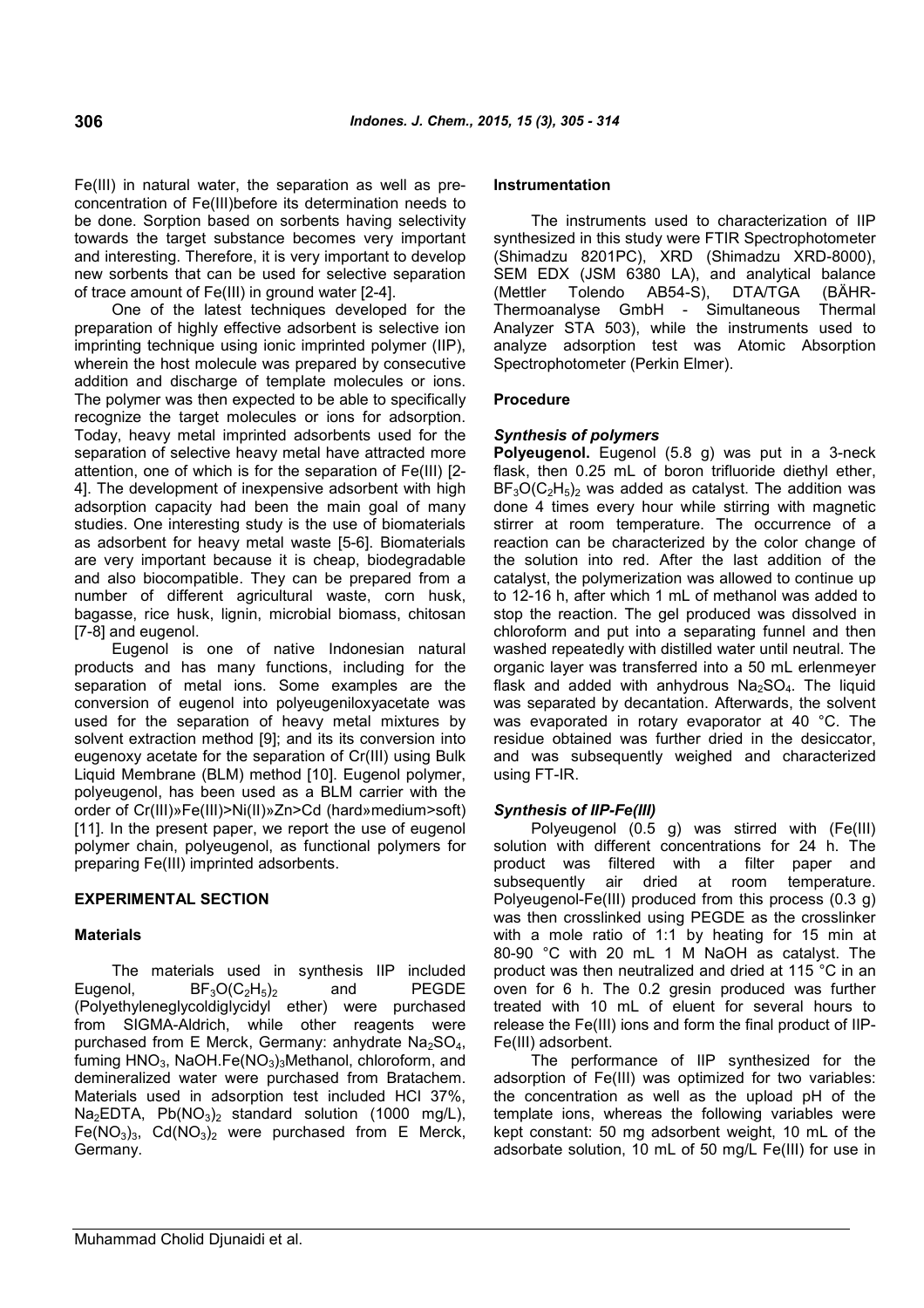Fe(III) in natural water, the separation as well as pre-concentration of Fe(III)before its determination needs to be done. Sorption based on sorbents having selectivity towards the target substance becomes very important and interesting. Therefore, it is very important to develop new sorbents that can be used for selective separation of trace amount of Fe(III) in ground water [2-4].

One of the latest techniques developed for the preparation of highly effective adsorbent is selective ion imprinting technique using ionic imprinted polymer (IIP), wherein the host molecule was prepared by consecutive addition and discharge of template molecules or ions. The polymer was then expected to be able to specifically recognize the target molecules or ions for adsorption. Today, heavy metal imprinted adsorbents used for the separation of selective heavy metal have attracted more attention, one of which is for the separation of Fe(III) [2-4]. The development of inexpensive adsorbent with high adsorption capacity had been the main goal of many studies. One interesting study is the use of biomaterials as adsorbent for heavy metal waste [5-6]. Biomaterials are very important because it is cheap, biodegradable and also biocompatible. They can be prepared from a number of different agricultural waste, corn husk, bagasse, rice husk, lignin, microbial biomass, chitosan [7-8] and eugenol.

Eugenol is one of native Indonesian natural products and has many functions, including for the separation of metal ions. Some examples are the conversion of eugenol into polyeugeniloxyacetate was used for the separation of heavy metal mixtures by solvent extraction method [9]; and its its conversion into eugenoxy acetate for the separation of Cr(III) using Bulk Liquid Membrane (BLM) method [10]. Eugenol polymer, polyeugenol, has been used as a BLM carrier with the order of Cr(III)»Fe(III)>Ni(II)»Zn>Cd (hard»medium>soft) [11]. In the present paper, we report the use of eugenol polymer chain, polyeugenol, as functional polymers for preparing Fe(III) imprinted adsorbents.

## EXPERIMENTAL SECTION

### Materials

The materials used in synthesis IIP included Eugenol, $BF_3O(C_2H_5)_2$ and PEGDE (Polyethyleneglycoldiglycidyl ether) were purchased from SIGMA-Aldrich, while other reagents were purchased from E Merck, Germany: anhydrate $Na_2SO_4$, fuming $HNO_3$, NaOH.$Fe(NO_3)_3$Methanol, chloroform, and demineralized water were purchased from Bratachem. Materials used in adsorption test included HCl 37%, $Na_2EDTA$, $Pb(NO_3)_2$ standard solution (1000 mg/L), $Fe(NO_3)_3$, $Cd(NO_3)_2$ were purchased from E Merck, Germany.

### Instrumentation

The instruments used to characterization of IIP synthesized in this study were FTIR Spectrophotometer (Shimadzu 8201PC), XRD (Shimadzu XRD-8000), SEM EDX (JSM 6380 LA), and analytical balance (Mettler Tolendo AB54-S), DTA/TGA (BÄHR-Thermoanalyse GmbH - Simultaneous Thermal Analyzer STA 503), while the instruments used to analyze adsorption test was Atomic Absorption Spectrophotometer (Perkin Elmer).

### Procedure

#### *Synthesis of polymers*

**Polyeugenol.** Eugenol (5.8 g) was put in a 3-neck flask, then 0.25 mL of boron trifluoride diethyl ether, $BF_3O(C_2H_5)_2$ was added as catalyst. The addition was done 4 times every hour while stirring with magnetic stirrer at room temperature. The occurrence of a reaction can be characterized by the color change of the solution into red. After the last addition of the catalyst, the polymerization was allowed to continue up to 12-16 h, after which 1 mL of methanol was added to stop the reaction. The gel produced was dissolved in chloroform and put into a separating funnel and then washed repeatedly with distilled water until neutral. The organic layer was transferred into a 50 mL erlenmeyer flask and added with anhydrous $Na_2SO_4$. The liquid was separated by decantation. Afterwards, the solvent was evaporated in rotary evaporator at 40 °C. The residue obtained was further dried in the desiccator, and was subsequently weighed and characterized using FT-IR.

#### *Synthesis of IIP-Fe(III)*

Polyeugenol (0.5 g) was stirred with (Fe(III) solution with different concentrations for 24 h. The product was filtered with a filter paper and subsequently air dried at room temperature. Polyeugenol-Fe(III) produced from this process (0.3 g) was then crosslinked using PEGDE as the crosslinker with a mole ratio of 1:1 by heating for 15 min at 80-90 °C with 20 mL 1 M NaOH as catalyst. The product was then neutralized and dried at 115 °C in an oven for 6 h. The 0.2 gresin produced was further treated with 10 mL of eluent for several hours to release the Fe(III) ions and form the final product of IIP-Fe(III) adsorbent.

The performance of IIP synthesized for the adsorption of Fe(III) was optimized for two variables: the concentration as well as the upload pH of the template ions, whereas the following variables were kept constant: 50 mg adsorbent weight, 10 mL of the adsorbate solution, 10 mL of 50 mg/L Fe(III) for use in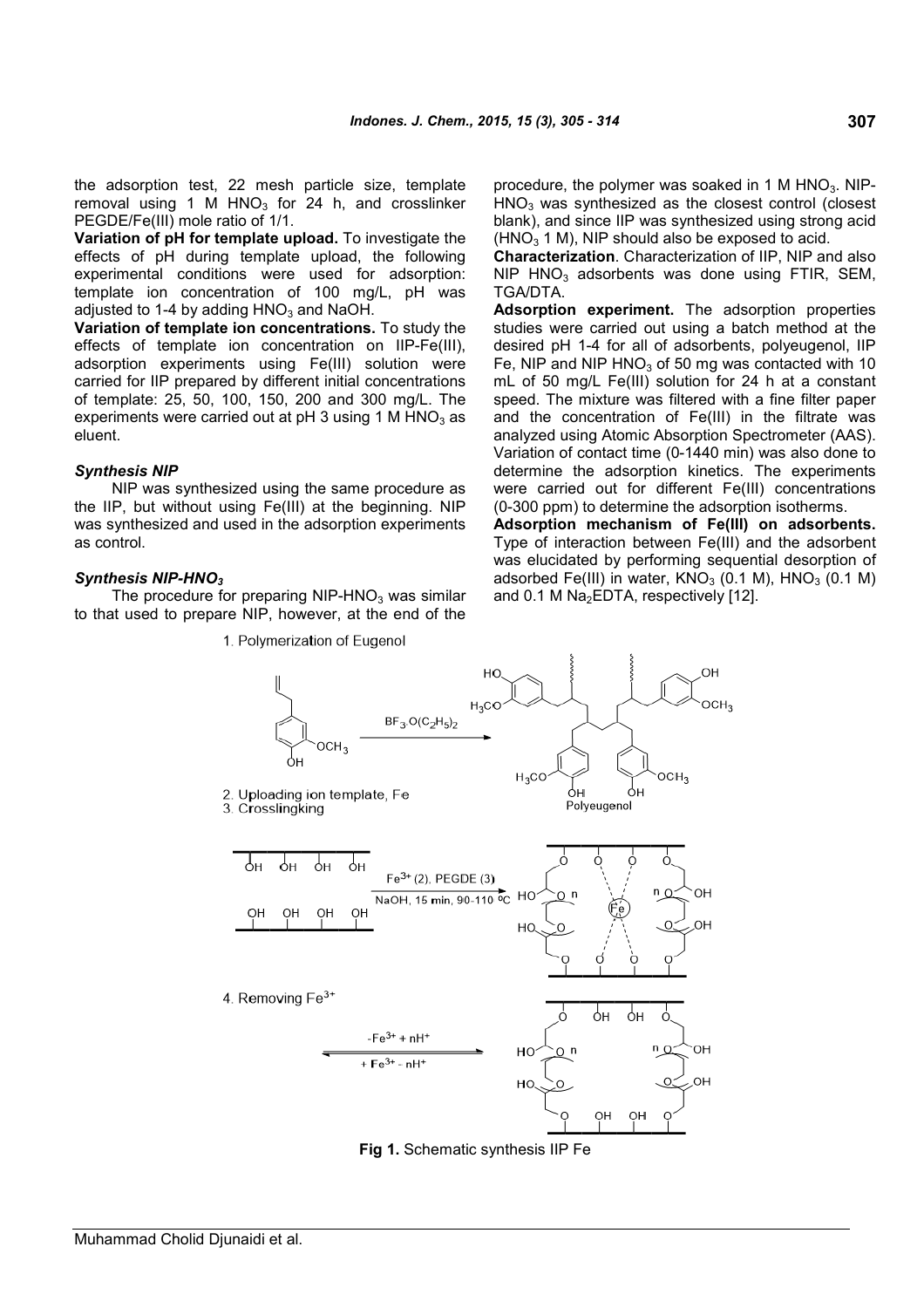the adsorption test, 22 mesh particle size, template removal using 1 M $HNO_3$ for 24 h, and crosslinker PEGDE/Fe(III) mole ratio of 1/1.

**Variation of pH for template upload.** To investigate the effects of pH during template upload, the following experimental conditions were used for adsorption: template ion concentration of 100 mg/L, pH was adjusted to 1-4 by adding $HNO_3$ and NaOH.

**Variation of template ion concentrations.** To study the effects of template ion concentration on IIP-Fe(III), adsorption experiments using Fe(III) solution were carried for IIP prepared by different initial concentrations of template: 25, 50, 100, 150, 200 and 300 mg/L. The experiments were carried out at pH 3 using 1 M $HNO_3$ as eluent.

### *Synthesis NIP*

NIP was synthesized using the same procedure as the IIP, but without using Fe(III) at the beginning. NIP was synthesized and used in the adsorption experiments as control.

### *Synthesis NIP-$HNO_3$*

The procedure for preparing NIP-$HNO_3$ was similar to that used to prepare NIP, however, at the end of the procedure, the polymer was soaked in 1 M $HNO_3$. NIP-$HNO_3$ was synthesized as the closest control (closest blank), and since IIP was synthesized using strong acid ($HNO_3$ 1 M), NIP should also be exposed to acid.

**Characterization**. Characterization of IIP, NIP and also NIP $HNO_3$ adsorbents was done using FTIR, SEM, TGA/DTA.

**Adsorption experiment.** The adsorption properties studies were carried out using a batch method at the desired pH 1-4 for all of adsorbents, polyeugenol, IIP Fe, NIP and NIP $HNO_3$ of 50 mg was contacted with 10 mL of 50 mg/L Fe(III) solution for 24 h at a constant speed. The mixture was filtered with a fine filter paper and the concentration of Fe(III) in the filtrate was analyzed using Atomic Absorption Spectrometer (AAS). Variation of contact time (0-1440 min) was also done to determine the adsorption kinetics. The experiments were carried out for different Fe(III) concentrations (0-300 ppm) to determine the adsorption isotherms.

**Adsorption mechanism of Fe(III) on adsorbents.** Type of interaction between Fe(III) and the adsorbent was elucidated by performing sequential desorption of adsorbed Fe(III) in water, $KNO_3$ (0.1 M), $HNO_3$ (0.1 M) and 0.1 M $Na_2EDTA$, respectively [12].

1. Polymerization of Eugenol

$BF_3.O(C_2H_5)_2$

Polyeugenol

2. Uploading ion template, Fe
3. Crosslingking

$Fe^{3+}$ (2), PEGDE (3)
NaOH, 15 min, 90-110 °C

4. Removing $Fe^{3+}$

$-Fe^{3+} + nH^+$
$+ Fe^{3+} - nH^+$

**Fig 1.** Schematic synthesis IIP Fe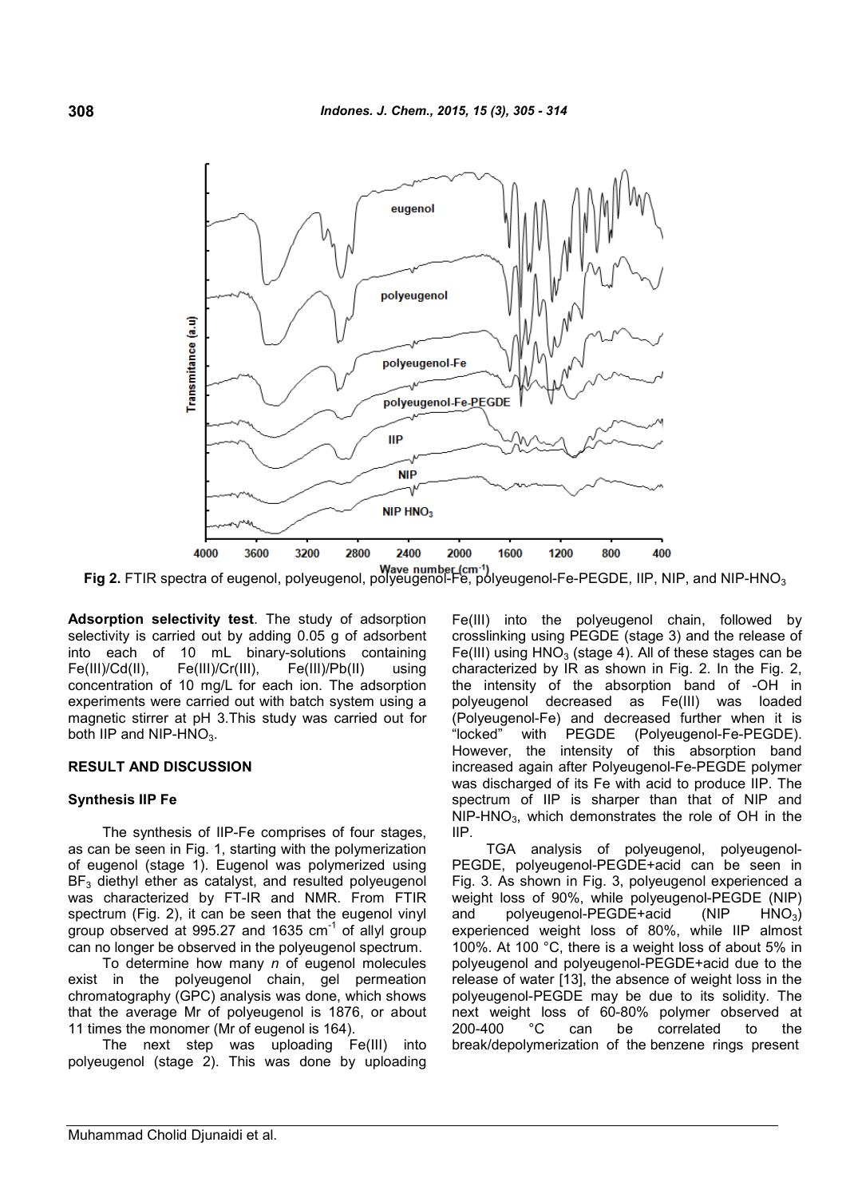Fig 2. FTIR spectra of eugenol, polyeugenol, polyeugenol-Fe, polyeugenol-Fe-PEGDE, IIP, NIP, and NIP-$HNO_3$

**Adsorption selectivity test**. The study of adsorption selectivity is carried out by adding 0.05 g of adsorbent into each of 10 mL binary-solutions containing Fe(III)/Cd(II), Fe(III)/Cr(III), Fe(III)/Pb(II) using concentration of 10 mg/L for each ion. The adsorption experiments were carried out with batch system using a magnetic stirrer at pH 3.This study was carried out for both IIP and NIP-$HNO_3$.

## RESULT AND DISCUSSION

### Synthesis IIP Fe

The synthesis of IIP-Fe comprises of four stages, as can be seen in Fig. 1, starting with the polymerization of eugenol (stage 1). Eugenol was polymerized using $BF_3$ diethyl ether as catalyst, and resulted polyeugenol was characterized by FT-IR and NMR. From FTIR spectrum (Fig. 2), it can be seen that the eugenol vinyl group observed at 995.27 and 1635 $cm^{-1}$ of allyl group can no longer be observed in the polyeugenol spectrum.

To determine how many *n* of eugenol molecules exist in the polyeugenol chain, gel permeation chromatography (GPC) analysis was done, which shows that the average Mr of polyeugenol is 1876, or about 11 times the monomer (Mr of eugenol is 164).

The next step was uploading Fe(III) into polyeugenol (stage 2). This was done by uploading Fe(III) into the polyeugenol chain, followed by crosslinking using PEGDE (stage 3) and the release of Fe(III) using $HNO_3$ (stage 4). All of these stages can be characterized by IR as shown in Fig. 2. In the Fig. 2, the intensity of the absorption band of -OH in polyeugenol decreased as Fe(III) was loaded (Polyeugenol-Fe) and decreased further when it is "locked" with PEGDE (Polyeugenol-Fe-PEGDE). However, the intensity of this absorption band increased again after Polyeugenol-Fe-PEGDE polymer was discharged of its Fe with acid to produce IIP. The spectrum of IIP is sharper than that of NIP and NIP-$HNO_3$, which demonstrates the role of OH in the IIP.

TGA analysis of polyeugenol, polyeugenol-PEGDE, polyeugenol-PEGDE+acid can be seen in Fig. 3. As shown in Fig. 3, polyeugenol experienced a weight loss of 90%, while polyeugenol-PEGDE (NIP) and polyeugenol-PEGDE+acid (NIP $HNO_3$) experienced weight loss of 80%, while IIP almost 100%. At 100 °C, there is a weight loss of about 5% in polyeugenol and polyeugenol-PEGDE+acid due to the release of water [13], the absence of weight loss in the polyeugenol-PEGDE may be due to its solidity. The next weight loss of 60-80% polymer observed at 200-400 °C can be correlated to the break/depolymerization of the benzene rings present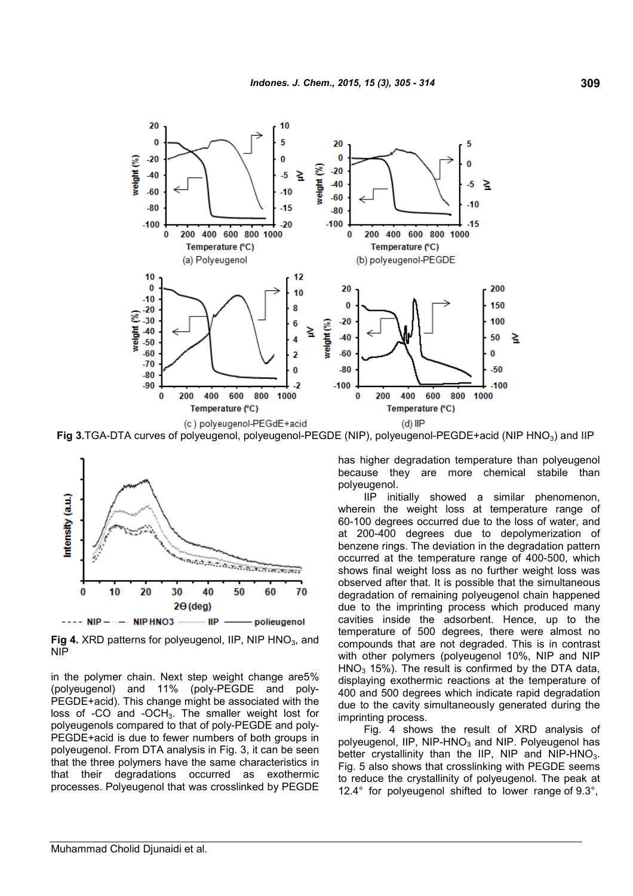Fig 3.TGA-DTA curves of polyeugenol, polyeugenol-PEGDE (NIP), polyeugenol-PEGDE+acid (NIP $HNO_3$) and IIP

Fig 4. XRD patterns for polyeugenol, IIP, NIP $HNO_3$, and NIP

in the polymer chain. Next step weight change are5% (polyeugenol) and 11% (poly-PEGDE and poly-PEGDE+acid). This change might be associated with the loss of -CO and $-OCH_3$. The smaller weight lost for polyeugenols compared to that of poly-PEGDE and poly-PEGDE+acid is due to fewer numbers of both groups in polyeugenol. From DTA analysis in Fig. 3, it can be seen that the three polymers have the same characteristics in that their degradations occurred as exothermic processes. Polyeugenol that was crosslinked by PEGDE has higher degradation temperature than polyeugenol because they are more chemical stabile than polyeugenol.

IIP initially showed a similar phenomenon, wherein the weight loss at temperature range of 60-100 degrees occurred due to the loss of water, and at 200-400 degrees due to depolymerization of benzene rings. The deviation in the degradation pattern occurred at the temperature range of 400-500, which shows final weight loss as no further weight loss was observed after that. It is possible that the simultaneous degradation of remaining polyeugenol chain happened due to the cavity inside the adsorbent. Hence, up to the temperature of 500 degrees, there were almost no compounds that are not degraded. This is in contrast with other polymers (polyeugenol 10%, NIP and NIP $HNO_3$ 15%). The result is confirmed by the DTA data, displaying exothermic reactions at the temperature of 400 and 500 degrees which indicate rapid degradation due to the cavity simultaneously generated during the imprinting process.

Fig. 4 shows the result of XRD analysis of polyeugenol, IIP, NIP-$HNO_3$ and NIP. Polyeugenol has better crystallinity than the IIP, NIP and NIP-$HNO_3$. Fig. 5 also shows that crosslinking with PEGDE seems to reduce the crystallinity of polyeugenol. The peak at 12.4° for polyeugenol shifted to lower range of 9.3°,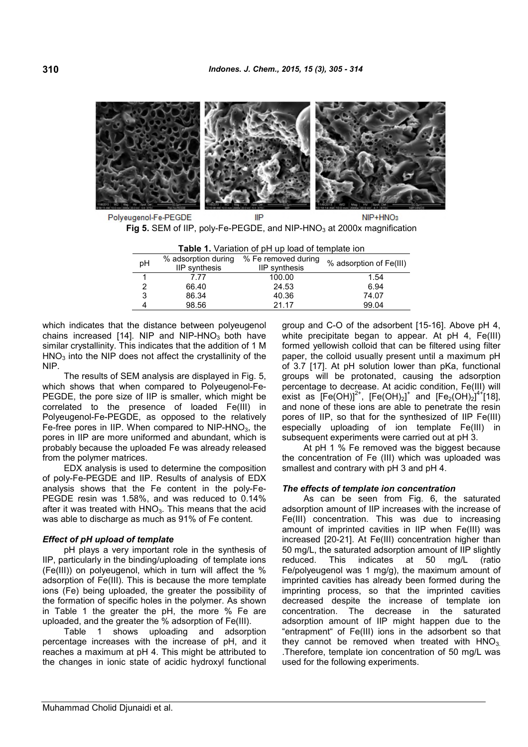Polyeugenol-Fe-PEGDE IIP $NIP+HNO_3$

**Fig 5.** SEM of IIP, poly-Fe-PEGDE, and NIP-$HNO_3$ at 2000x magnification

**Table 1.** Variation of pH up load of template ion

| pH | % adsorption during IIP synthesis | % Fe removed during IIP synthesis | % adsorption of Fe(III) |
|---|---|---|---|
| 1 | 7.77 | 100.00 | 1.54 |
| 2 | 66.40 | 24.53 | 6.94 |
| 3 | 86.34 | 40.36 | 74.07 |
| 4 | 98.56 | 21.17 | 99.04 |

which indicates that the distance between polyeugenol chains increased [14]. NIP and NIP-$HNO_3$ both have similar crystallinity. This indicates that the addition of 1 M $HNO_3$ into the NIP does not affect the crystallinity of the NIP.

The results of SEM analysis are displayed in Fig. 5, which shows that when compared to Polyeugenol-Fe-PEGDE, the pore size of IIP is smaller, which might be correlated to the presence of loaded Fe(III) in Polyeugenol-Fe-PEGDE, as opposed to the relatively Fe-free pores in IIP. When compared to NIP-$HNO_3$, the pores in IIP are more uniformed and abundant, which is probably because the uploaded Fe was already released from the polymer matrices.

EDX analysis is used to determine the composition of poly-Fe-PEGDE and IIP. Results of analysis of EDX analysis shows that the Fe content in the poly-Fe-PEGDE resin was 1.58%, and was reduced to 0.14% after it was treated with $HNO_3$. This means that the acid was able to discharge as much as 91% of Fe content.

### *Effect of pH upload of template*

pH plays a very important role in the synthesis of IIP, particularly in the binding/uploading of template ions (Fe(III)) on polyeugenol, which in turn will affect the % adsorption of Fe(III). This is because the more template ions (Fe) being uploaded, the greater the possibility of the formation of specific holes in the polymer. As shown in Table 1 the greater the pH, the more % Fe are uploaded, and the greater the % adsorption of Fe(III).

Table 1 shows uploading and adsorption percentage increases with the increase of pH, and it reaches a maximum at pH 4. This might be attributed to the changes in ionic state of acidic hydroxyl functional group and C-O of the adsorbent [15-16]. Above pH 4, white precipitate began to appear. At pH 4, Fe(III) formed yellowish colloid that can be filtered using filter paper, the colloid usually present until a maximum pH of 3.7 [17]. At pH solution lower than pKa, functional groups will be protonated, causing the adsorption percentage to decrease. At acidic condition, Fe(III) will exist as $[Fe(OH)]^{2+}$, $[Fe(OH)_2]^{+}$ and $[Fe_2(OH)_2]^{4+}$[18], and none of these ions are able to penetrate the resin pores of IIP, so that for the synthesized of IIP Fe(III) especially uploading of ion template Fe(III) in subsequent experiments were carried out at pH 3.

At pH 1 % Fe removed was the biggest because the concentration of Fe (III) which was uploaded was smallest and contrary with pH 3 and pH 4.

### *The effects of template ion concentration*

As can be seen from Fig. 6, the saturated adsorption amount of IIP increases with the increase of Fe(III) concentration. This was due to increasing amount of imprinted cavities in IIP when Fe(III) was increased [20-21]. At Fe(III) concentration higher than 50 mg/L, the saturated adsorption amount of IIP slightly reduced. This indicates at 50 mg/L (ratio Fe/polyeugenol was 1 mg/g), the maximum amount of imprinted cavities has already been formed during the imprinting process, so that the imprinted cavities decreased despite the increase of template ion concentration. The decrease in the saturated adsorption amount of IIP might happen due to the "entrapment" of Fe(III) ions in the adsorbent so that they cannot be removed when treated with $HNO_3$. .Therefore, template ion concentration of 50 mg/L was used for the following experiments.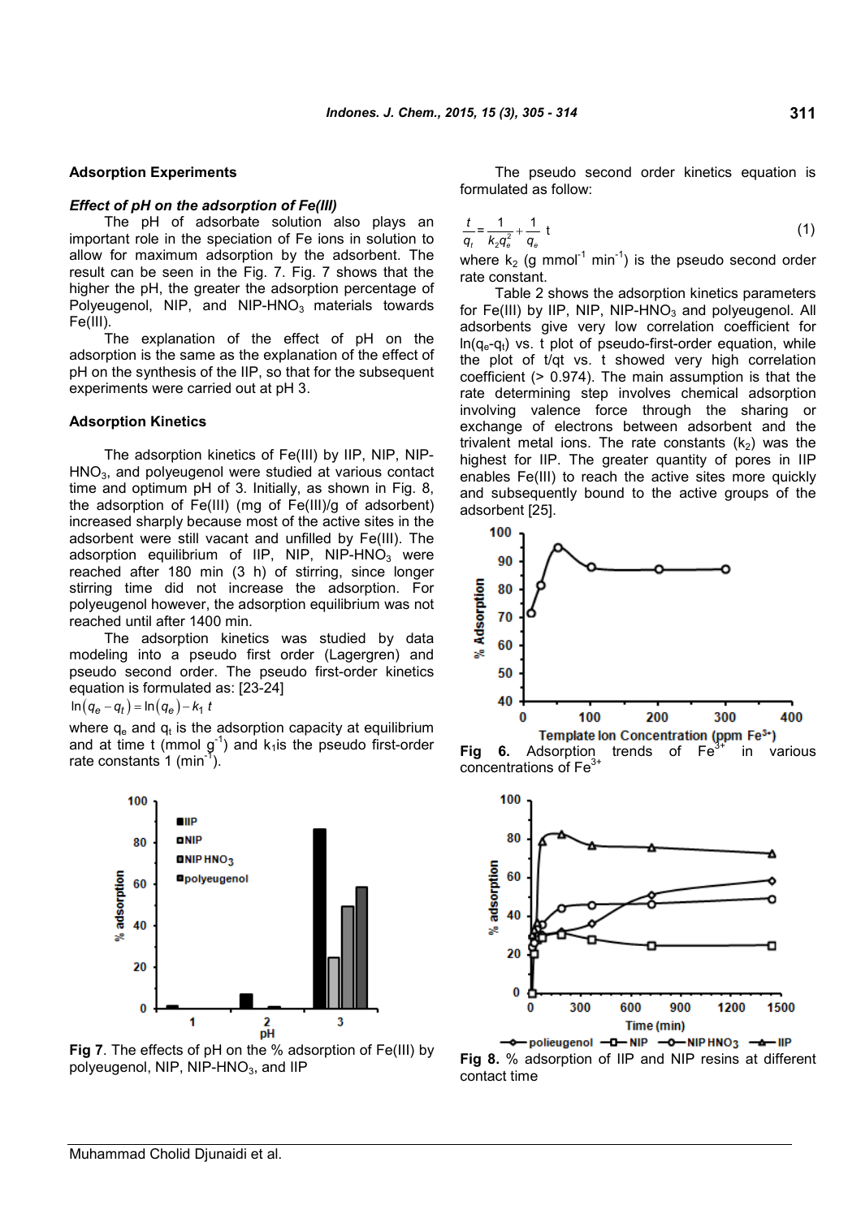### Adsorption Experiments

#### *Effect of pH on the adsorption of Fe(III)*

The pH of adsorbate solution also plays an important role in the speciation of Fe ions in solution to allow for maximum adsorption by the adsorbent. The result can be seen in the Fig. 7. Fig. 7 shows that the higher the pH, the greater the adsorption percentage of Polyeugenol, NIP, and NIP-$HNO_3$ materials towards Fe(III).

The explanation of the effect of pH on the adsorption is the same as the explanation of the effect of pH on the synthesis of the IIP, so that for the subsequent experiments were carried out at pH 3.

### Adsorption Kinetics

The adsorption kinetics of Fe(III) by IIP, NIP, NIP-$HNO_3$, and polyeugenol were studied at various contact time and optimum pH of 3. Initially, as shown in Fig. 8, the adsorption of Fe(III) (mg of Fe(III)/g of adsorbent) increased sharply because most of the active sites in the adsorbent were still vacant and unfilled by Fe(III). The adsorption equilibrium of IIP, NIP, NIP-$HNO_3$ were reached after 180 min (3 h) of stirring, since longer stirring time did not increase the adsorption. For polyeugenol however, the adsorption equilibrium was not reached until after 1400 min.

The adsorption kinetics was studied by data modeling into a pseudo first order (Lagergren) and pseudo second order. The pseudo first-order kinetics equation is formulated as: [23-24]

$$\ln(q_e - q_t) = \ln(q_e) - k_1 t$$

where $q_e$ and $q_t$ is the adsorption capacity at equilibrium and at time t (mmol $g^{-1}$) and $k_1$is the pseudo first-order rate constants 1 ($min^{-1}$).

Fig 7. The effects of pH on the % adsorption of Fe(III) by polyeugenol, NIP, NIP-$HNO_3$, and IIP

The pseudo second order kinetics equation is formulated as follow:

$$\frac{t}{q_t} = \frac{1}{k_2 q_e^2} + \frac{1}{q_e}\ t \qquad (1)$$

where $k_2$ (g $mmol^{-1}$ $min^{-1}$) is the pseudo second order rate constant.

Table 2 shows the adsorption kinetics parameters for Fe(III) by IIP, NIP, NIP-$HNO_3$ and polyeugenol. All adsorbents give very low correlation coefficient for $\ln(q_e-q_t)$ vs. t plot of pseudo-first-order equation, while the plot of t/qt vs. t showed very high correlation coefficient (> 0.974). The main assumption is that the rate determining step involves chemical adsorption involving valence force through the sharing or exchange of electrons between adsorbent and the trivalent metal ions. The rate constants ($k_2$) was the highest for IIP. The greater quantity of pores in IIP enables Fe(III) to reach the active sites more quickly and subsequently bound to the active groups of the adsorbent [25].

**Fig 6.** Adsorption trends of $Fe^{3+}$ in various concentrations of $Fe^{3+}$

**Fig 8.** % adsorption of IIP and NIP resins at different contact time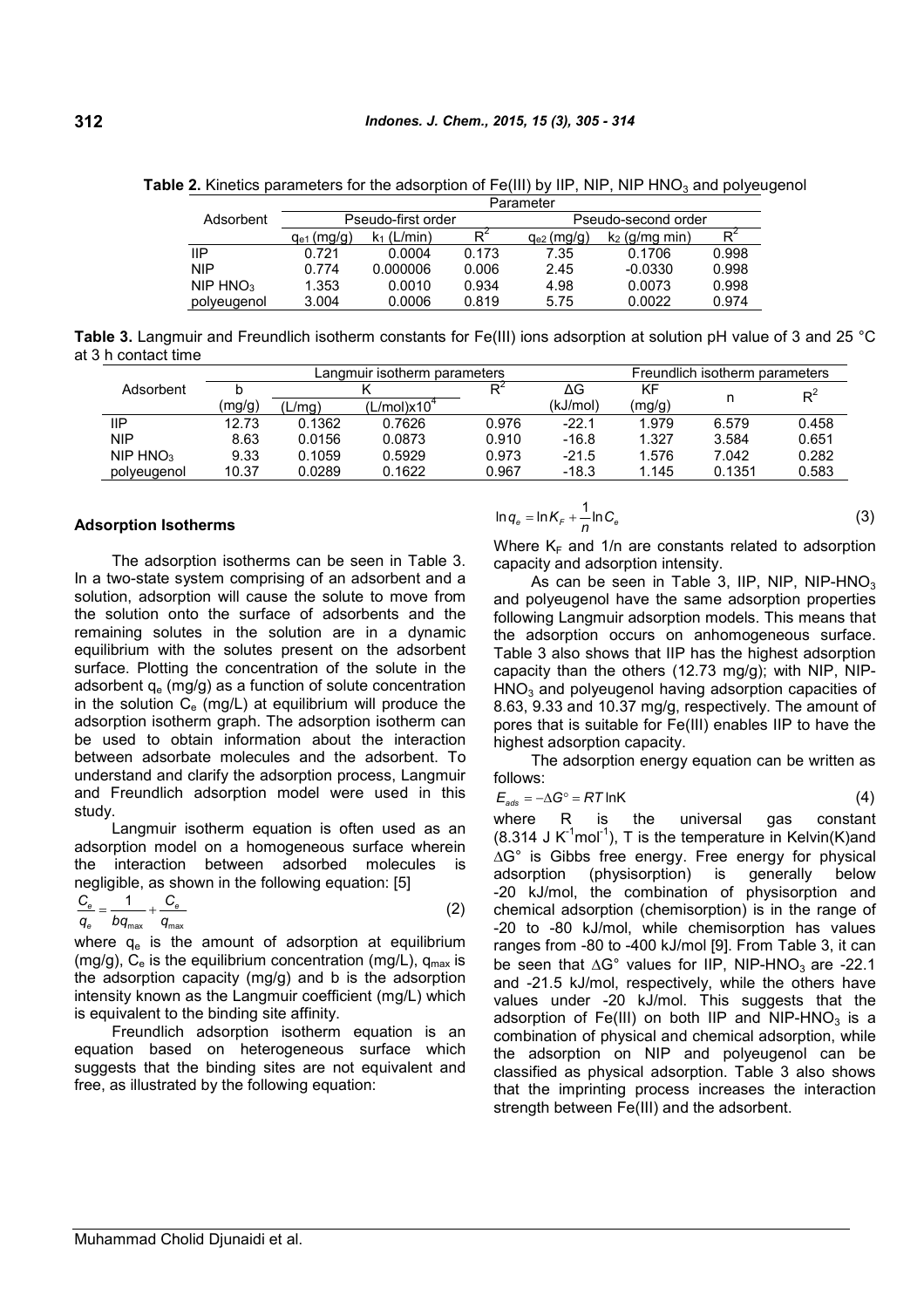**Table 2.** Kinetics parameters for the adsorption of Fe(III) by IIP, NIP, NIP $HNO_3$ and polyeugenol

| Adsorbent | Parameter | | | | | |
|---|---|---|---|---|---|---|
| | Pseudo-first order | | | Pseudo-second order | | |
| | $q_{e1}$ (mg/g) | $k_1$ (L/min) | $R^2$ | $q_{e2}$ (mg/g) | $k_2$ (g/mg min) | $R^2$ |
| IIP | 0.721 | 0.0004 | 0.173 | 7.35 | 0.1706 | 0.998 |
| NIP | 0.774 | 0.000006 | 0.006 | 2.45 | -0.0330 | 0.998 |
| NIP $HNO_3$ | 1.353 | 0.0010 | 0.934 | 4.98 | 0.0073 | 0.998 |
| polyeugenol | 3.004 | 0.0006 | 0.819 | 5.75 | 0.0022 | 0.974 |

**Table 3.** Langmuir and Freundlich isotherm constants for Fe(III) ions adsorption at solution pH value of 3 and 25 °C at 3 h contact time

| Adsorbent | Langmuir isotherm parameters | | | | | Freundlich isotherm parameters | | |
|---|---|---|---|---|---|---|---|---|
| | b (mg/g) | K (L/mg) | K (L/mol)x$10^4$ | $R^2$ | ΔG (kJ/mol) | KF (mg/g) | n | $R^2$ |
| IIP | 12.73 | 0.1362 | 0.7626 | 0.976 | -22.1 | 1.979 | 6.579 | 0.458 |
| NIP | 8.63 | 0.0156 | 0.0873 | 0.910 | -16.8 | 1.327 | 3.584 | 0.651 |
| NIP $HNO_3$ | 9.33 | 0.1059 | 0.5929 | 0.973 | -21.5 | 1.576 | 7.042 | 0.282 |
| polyeugenol | 10.37 | 0.0289 | 0.1622 | 0.967 | -18.3 | 1.145 | 0.1351 | 0.583 |

### Adsorption Isotherms

The adsorption isotherms can be seen in Table 3. In a two-state system comprising of an adsorbent and a solution, adsorption will cause the solute to move from the solution onto the surface of adsorbents and the remaining solutes in the solution are in a dynamic equilibrium with the solutes present on the adsorbent surface. Plotting the concentration of the solute in the adsorbent $q_e$ (mg/g) as a function of solute concentration in the solution $C_e$ (mg/L) at equilibrium will produce the adsorption isotherm graph. The adsorption isotherm can be used to obtain information about the interaction between adsorbate molecules and the adsorbent. To understand and clarify the adsorption process, Langmuir and Freundlich adsorption model were used in this study.

Langmuir isotherm equation is often used as an adsorption model on a homogeneous surface wherein the interaction between adsorbed molecules is negligible, as shown in the following equation: [5]

$$\frac{C_e}{q_e} = \frac{1}{bq_{max}} + \frac{C_e}{q_{max}} \quad (2)$$

where $q_e$ is the amount of adsorption at equilibrium (mg/g), $C_e$ is the equilibrium concentration (mg/L), $q_{max}$ is the adsorption capacity (mg/g) and b is the adsorption intensity known as the Langmuir coefficient (mg/L) which is equivalent to the binding site affinity.

Freundlich adsorption isotherm equation is an equation based on heterogeneous surface which suggests that the binding sites are not equivalent and free, as illustrated by the following equation:

$$\ln q_e = \ln K_F + \frac{1}{n}\ln C_e \quad (3)$$

Where $K_F$ and 1/n are constants related to adsorption capacity and adsorption intensity.

As can be seen in Table 3, IIP, NIP, NIP-$HNO_3$ and polyeugenol have the same adsorption properties following Langmuir adsorption models. This means that the adsorption occurs on anhomogeneous surface. Table 3 also shows that IIP has the highest adsorption capacity than the others (12.73 mg/g); with NIP, NIP-$HNO_3$ and polyeugenol having adsorption capacities of 8.63, 9.33 and 10.37 mg/g, respectively. The amount of pores that is suitable for Fe(III) enables IIP to have the highest adsorption capacity.

The adsorption energy equation can be written as follows:

$$E_{ads} = -\Delta G^\circ = RT \ln K \quad (4)$$

where R is the universal gas constant (8.314 J $K^{-1}mol^{-1}$), T is the temperature in Kelvin(K)and $\Delta G^\circ$ is Gibbs free energy. Free energy for physical adsorption (physisorption) is generally below -20 kJ/mol, the combination of physisorption and chemical adsorption (chemisorption) is in the range of -20 to -80 kJ/mol, while chemisorption has values ranges from -80 to -400 kJ/mol [9]. From Table 3, it can be seen that $\Delta G^\circ$ values for IIP, NIP-$HNO_3$ are -22.1 and -21.5 kJ/mol, respectively, while the others have values under -20 kJ/mol. This suggests that the adsorption of Fe(III) on both IIP and NIP-$HNO_3$ is a combination of physical and chemical adsorption, while the adsorption on NIP and polyeugenol can be classified as physical adsorption. Table 3 also shows that the imprinting process increases the interaction strength between Fe(III) and the adsorbent.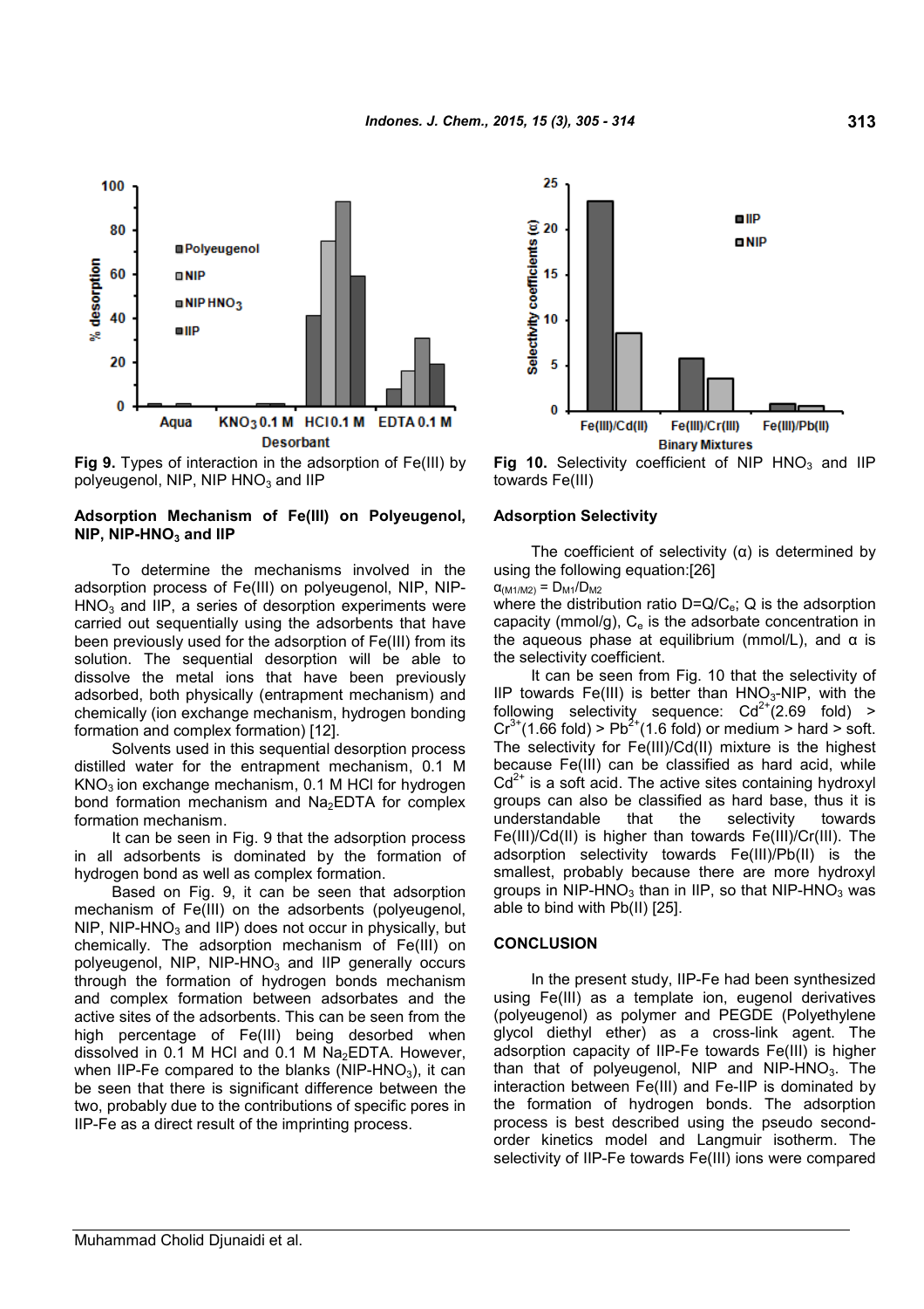Fig 9. Types of interaction in the adsorption of Fe(III) by polyeugenol, NIP, NIP $HNO_3$ and IIP

Fig 10. Selectivity coefficient of NIP $HNO_3$ and IIP towards Fe(III)

### Adsorption Mechanism of Fe(III) on Polyeugenol, NIP, NIP-$HNO_3$ and IIP

To determine the mechanisms involved in the adsorption process of Fe(III) on polyeugenol, NIP, NIP-$HNO_3$ and IIP, a series of desorption experiments were carried out sequentially using the adsorbents that have been previously used for the adsorption of Fe(III) from its solution. The sequential desorption will be able to dissolve the metal ions that have been previously adsorbed, both physically (entrapment mechanism) and chemically (ion exchange mechanism, hydrogen bonding formation and complex formation) [12].

Solvents used in this sequential desorption process distilled water for the entrapment mechanism, 0.1 M $KNO_3$ ion exchange mechanism, 0.1 M HCl for hydrogen bond formation mechanism and $Na_2$EDTA for complex formation mechanism.

It can be seen in Fig. 9 that the adsorption process in all adsorbents is dominated by the formation of hydrogen bond as well as complex formation.

Based on Fig. 9, it can be seen that adsorption mechanism of Fe(III) on the adsorbents (polyeugenol, NIP, NIP-$HNO_3$ and IIP) does not occur in physically, but chemically. The adsorption mechanism of Fe(III) on polyeugenol, NIP, NIP-$HNO_3$ and IIP generally occurs through the formation of hydrogen bonds mechanism and complex formation between adsorbates and the active sites of the adsorbents. This can be seen from the high percentage of Fe(III) being desorbed when dissolved in 0.1 M HCl and 0.1 M $Na_2$EDTA. However, when IIP-Fe compared to the blanks (NIP-$HNO_3$), it can be seen that there is significant difference between the two, probably due to the contributions of specific pores in IIP-Fe as a direct result of the imprinting process.

### Adsorption Selectivity

The coefficient of selectivity (α) is determined by using the following equation:[26]

$$\alpha_{(M1/M2)} = D_{M1}/D_{M2}$$

where the distribution ratio $D=Q/C_e$; Q is the adsorption capacity (mmol/g), $C_e$ is the adsorbate concentration in the aqueous phase at equilibrium (mmol/L), and α is the selectivity coefficient.

It can be seen from Fig. 10 that the selectivity of IIP towards Fe(III) is better than $HNO_3$-NIP, with the following selectivity sequence: $Cd^{2+}$(2.69 fold) > $Cr^{3+}$(1.66 fold) > $Pb^{2+}$(1.6 fold) or medium > hard > soft. The selectivity for Fe(III)/Cd(II) mixture is the highest because Fe(III) can be classified as hard acid, while $Cd^{2+}$ is a soft acid. The active sites containing hydroxyl groups can also be classified as hard base, thus it is understandable that the selectivity towards Fe(III)/Cd(II) is higher than towards Fe(III)/Cr(III). The adsorption selectivity towards Fe(III)/Pb(II) is the smallest, probably because there are more hydroxyl groups in NIP-$HNO_3$ than in IIP, so that NIP-$HNO_3$ was able to bind with Pb(II) [25].

## CONCLUSION

In the present study, IIP-Fe had been synthesized using Fe(III) as a template ion, eugenol derivatives (polyeugenol) as polymer and PEGDE (Polyethylene glycol diethyl ether) as a cross-link agent. The adsorption capacity of IIP-Fe towards Fe(III) is higher than that of polyeugenol, NIP and NIP-$HNO_3$. The interaction between Fe(III) and Fe-IIP is dominated by the formation of hydrogen bonds. The adsorption process is best described using the pseudo second-order kinetics model and Langmuir isotherm. The selectivity of IIP-Fe towards Fe(III) ions were compared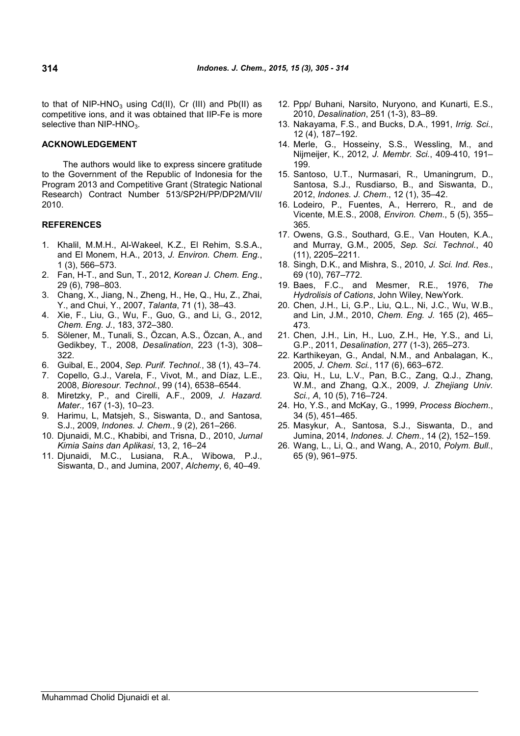to that of NIP-$HNO_3$ using Cd(II), Cr (III) and Pb(II) as competitive ions, and it was obtained that IIP-Fe is more selective than NIP-$HNO_3$.

## ACKNOWLEDGEMENT

The authors would like to express sincere gratitude to the Government of the Republic of Indonesia for the Program 2013 and Competitive Grant (Strategic National Research) Contract Number 513/SP2H/PP/DP2M/VII/ 2010.

## REFERENCES

1. Khalil, M.M.H., Al-Wakeel, K.Z., El Rehim, S.S.A., and El Monem, H.A., 2013, *J. Environ. Chem. Eng.*, 1 (3), 566–573.
2. Fan, H-T., and Sun, T., 2012, *Korean J. Chem. Eng.*, 29 (6), 798–803.
3. Chang, X., Jiang, N., Zheng, H., He, Q., Hu, Z., Zhai, Y., and Chui, Y., 2007, *Talanta*, 71 (1), 38–43.
4. Xie, F., Liu, G., Wu, F., Guo, G., and Li, G., 2012, *Chem. Eng. J.*, 183, 372–380.
5. Sölener, M., Tunali, S., Özcan, A.S., Özcan, A., and Gedikbey, T., 2008, *Desalination*, 223 (1-3), 308–322.
6. Guibal, E., 2004, *Sep. Purif. Technol.*, 38 (1), 43–74.
7. Copello, G.J., Varela, F., Vivot, M., and Díaz, L.E., 2008, *Bioresour. Technol.*, 99 (14), 6538–6544.
8. Miretzky, P., and Cirelli, A.F., 2009, *J. Hazard. Mater.,* 167 (1-3), 10–23.
9. Harimu, L, Matsjeh, S., Siswanta, D., and Santosa, S.J., 2009, *Indones. J. Chem.*, 9 (2), 261–266.
10. Djunaidi, M.C., Khabibi, and Trisna, D., 2010, *Jurnal Kimia Sains dan Aplikasi*, 13, 2, 16–24
11. Djunaidi, M.C., Lusiana, R.A., Wibowa, P.J., Siswanta, D., and Jumina, 2007, *Alchemy*, 6, 40–49.
12. Ppp/ Buhani, Narsito, Nuryono, and Kunarti, E.S., 2010, *Desalination*, 251 (1-3), 83–89.
13. Nakayama, F.S., and Bucks, D.A., 1991, *Irrig. Sci.*, 12 (4), 187–192.
14. Merle, G., Hosseiny, S.S., Wessling, M., and Nijmeijer, K., 2012, *J. Membr. Sci.*, 409-410, 191–199.
15. Santoso, U.T., Nurmasari, R., Umaningrum, D., Santosa, S.J., Rusdiarso, B., and Siswanta, D., 2012, *Indones. J. Chem.*, 12 (1), 35–42.
16. Lodeiro, P., Fuentes, A., Herrero, R., and de Vicente, M.E.S., 2008, *Environ. Chem.*, 5 (5), 355–365.
17. Owens, G.S., Southard, G.E., Van Houten, K.A., and Murray, G.M., 2005, *Sep. Sci. Technol.*, 40 (11), 2205–2211.
18. Singh, D.K., and Mishra, S., 2010, *J. Sci. Ind. Res.*, 69 (10), 767–772.
19. Baes, F.C., and Mesmer, R.E., 1976, *The Hydrolisis of Cations*, John Wiley, NewYork.
20. Chen, J.H., Li, G.P., Liu, Q.L., Ni, J.C., Wu, W.B., and Lin, J.M., 2010, *Chem. Eng. J.* 165 (2), 465–473.
21. Chen, J.H., Lin, H., Luo, Z.H., He, Y.S., and Li, G.P., 2011, *Desalination*, 277 (1-3), 265–273.
22. Karthikeyan, G., Andal, N.M., and Anbalagan, K., 2005, *J. Chem. Sci.*, 117 (6), 663–672.
23. Qiu, H., Lu, L.V., Pan, B.C., Zang, Q.J., Zhang, W.M., and Zhang, Q.X., 2009, *J. Zhejiang Univ. Sci., A,* 10 (5), 716–724.
24. Ho, Y.S., and McKay, G., 1999, *Process Biochem.*, 34 (5), 451–465.
25. Masykur, A., Santosa, S.J., Siswanta, D., and Jumina, 2014, *Indones. J. Chem.*, 14 (2), 152–159.
26. Wang, L., Li, Q., and Wang, A., 2010, *Polym. Bull.*, 65 (9), 961–975.